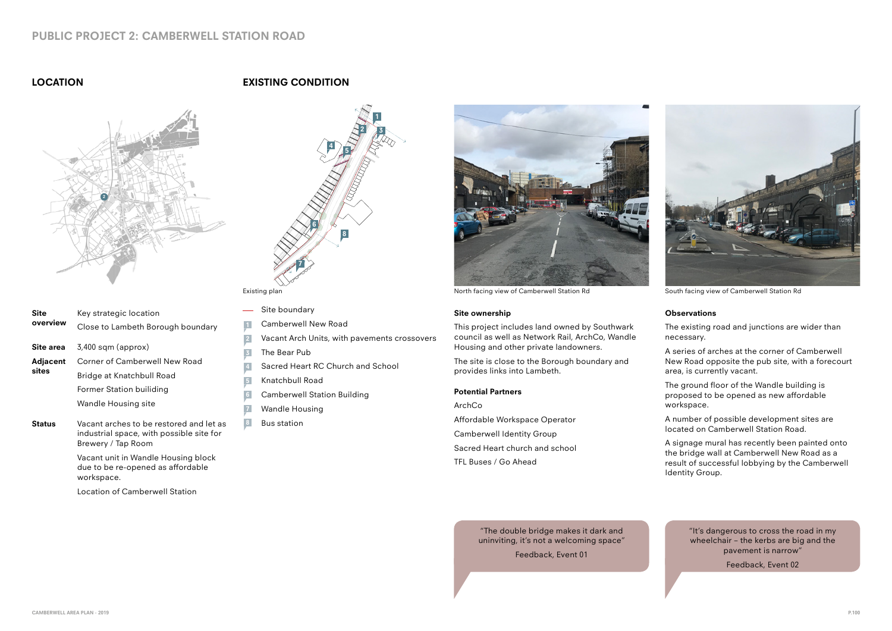# PUBLIC PROJECT 2: CAMBERWELL STATION ROAD

## LOCATION

| | |
|---|---|
| **Site overview** | Key strategic location<br>Close to Lambeth Borough boundary |
| **Site area** | 3,400 sqm (approx) |
| **Adjacent sites** | Corner of Camberwell New Road<br>Bridge at Knatchbull Road<br>Former Station builiding<br>Wandle Housing site |
| **Status** | Vacant arches to be restored and let as industrial space, with possible site for Brewery / Tap Room<br>Vacant unit in Wandle Housing block due to be re-opened as affordable workspace.<br>Location of Camberwell Station |

## EXISTING CONDITION

Existing plan

- Site boundary
- 1 Camberwell New Road
- 2 Vacant Arch Units, with pavements crossovers
- 3 The Bear Pub
- 4 Sacred Heart RC Church and School
- 5 Knatchbull Road
- 6 Camberwell Station Building
- 7 Wandle Housing
- 8 Bus station

North facing view of Camberwell Station Rd

South facing view of Camberwell Station Rd

### Site ownership

This project includes land owned by Southwark council as well as Network Rail, ArchCo, Wandle Housing and other private landowners.

The site is close to the Borough boundary and provides links into Lambeth.

### Potential Partners

ArchCo

Affordable Workspace Operator

Camberwell Identity Group

Sacred Heart church and school

TFL Buses / Go Ahead

### Observations

The existing road and junctions are wider than necessary.

A series of arches at the corner of Camberwell New Road opposite the pub site, with a forecourt area, is currently vacant.

The ground floor of the Wandle building is proposed to be opened as new affordable workspace.

A number of possible development sites are located on Camberwell Station Road.

A signage mural has recently been painted onto the bridge wall at Camberwell New Road as a result of successful lobbying by the Camberwell Identity Group.

> "The double bridge makes it dark and uninviting, it's not a welcoming space"
>
> Feedback, Event 01

> "It's dangerous to cross the road in my wheelchair – the kerbs are big and the pavement is narrow"
>
> Feedback, Event 02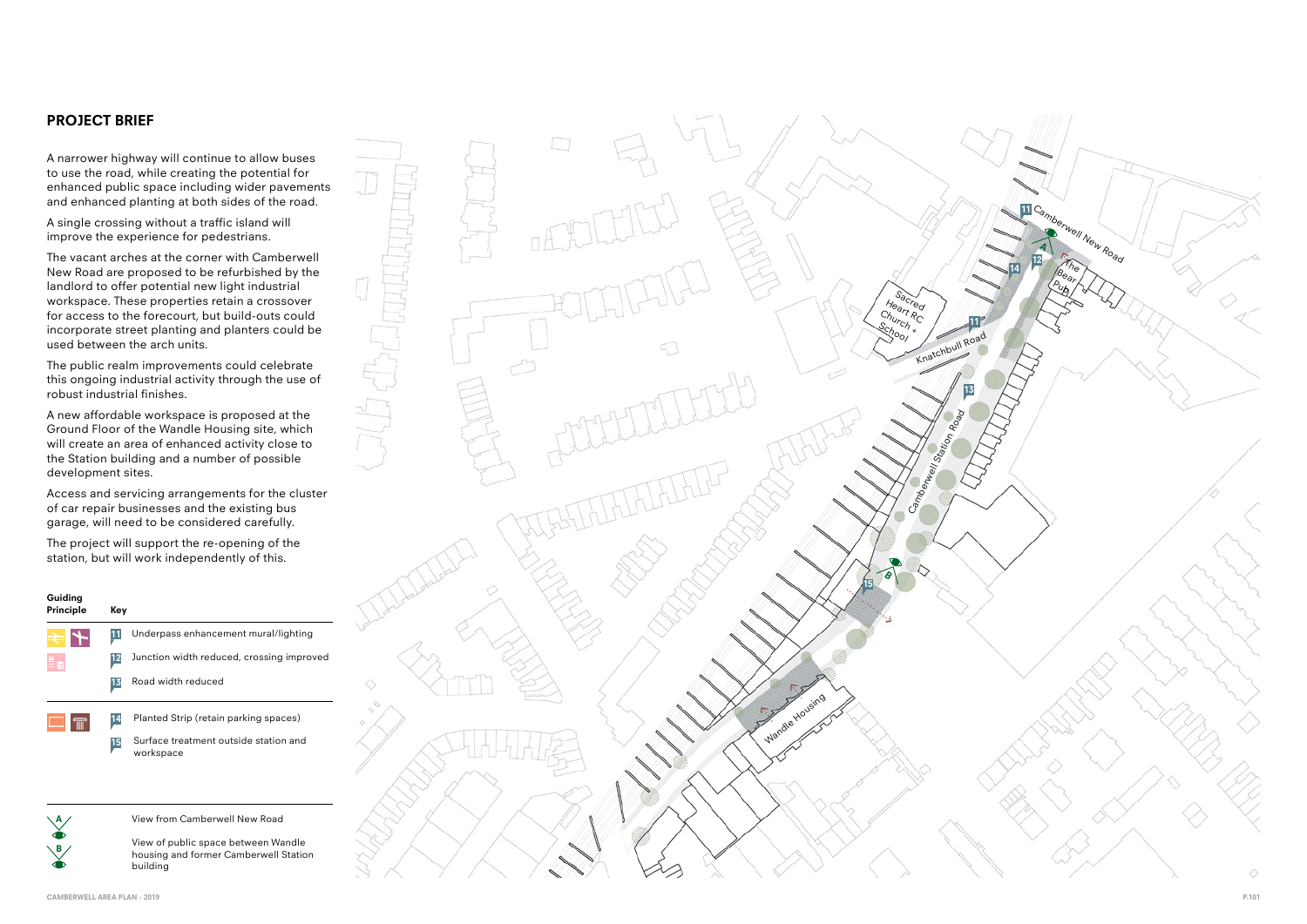## PROJECT BRIEF

A narrower highway will continue to allow buses to use the road, while creating the potential for enhanced public space including wider pavements and enhanced planting at both sides of the road.

A single crossing without a traffic island will improve the experience for pedestrians.

The vacant arches at the corner with Camberwell New Road are proposed to be refurbished by the landlord to offer potential new light industrial workspace. These properties retain a crossover for access to the forecourt, but build-outs could incorporate street planting and planters could be used between the arch units.

The public realm improvements could celebrate this ongoing industrial activity through the use of robust industrial finishes.

A new affordable workspace is proposed at the Ground Floor of the Wandle Housing site, which will create an area of enhanced activity close to the Station building and a number of possible development sites.

Access and servicing arrangements for the cluster of car repair businesses and the existing bus garage, will need to be considered carefully.

The project will support the re-opening of the station, but will work independently of this.

| Guiding Principle | Key | |
|---|---|---|
| | 11 | Underpass enhancement mural/lighting |
| | 12 | Junction width reduced, crossing improved |
| | 13 | Road width reduced |
| | 14 | Planted Strip (retain parking spaces) |
| | 15 | Surface treatment outside station and workspace |

A — View from Camberwell New Road

B — View of public space between Wandle housing and former Camberwell Station building

Camberwell New Road

The Bear Pub

Sacred Heart RC Church + School

Knatchbull Road

Camberwell Station Road

Wandle Housing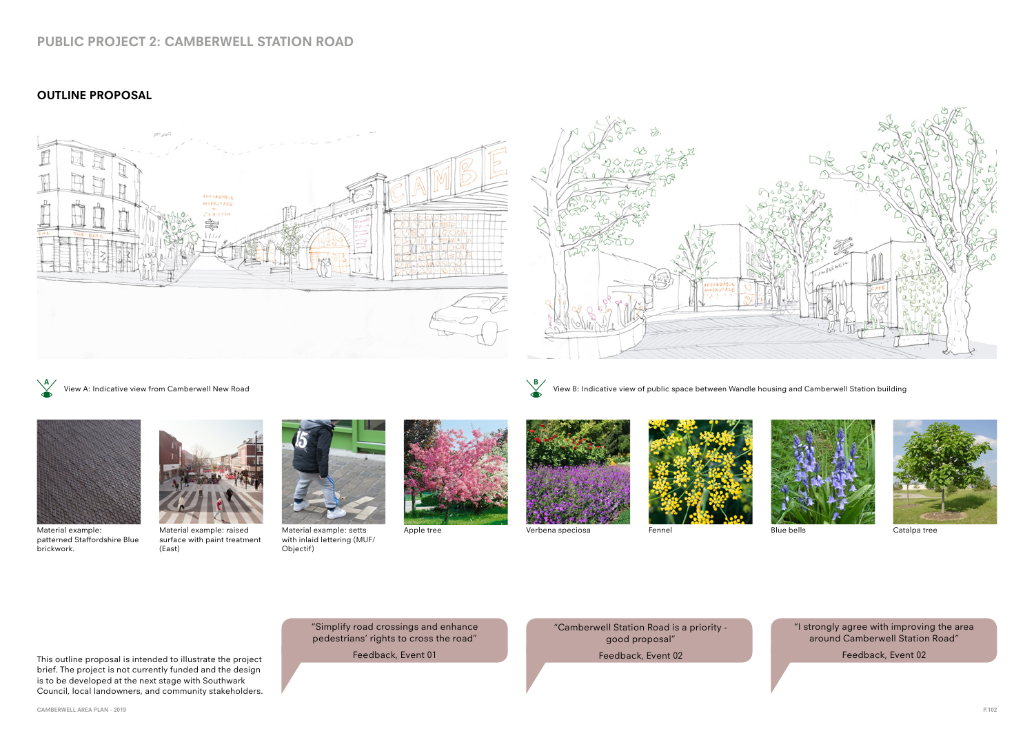# PUBLIC PROJECT 2: CAMBERWELL STATION ROAD

## OUTLINE PROPOSAL

View A: Indicative view from Camberwell New Road

View B: Indicative view of public space between Wandle housing and Camberwell Station building

Material example: patterned Staffordshire Blue brickwork.

Material example: raised surface with paint treatment (East)

Material example: setts with inlaid lettering (MUF/Objectif)

Apple tree

Verbena speciosa

Fennel

Blue bells

Catalpa tree

This outline proposal is intended to illustrate the project brief. The project is not currently funded and the design is to be developed at the next stage with Southwark Council, local landowners, and community stakeholders.

> "Simplify road crossings and enhance pedestrians' rights to cross the road"
>
> Feedback, Event 01

> "Camberwell Station Road is a priority - good proposal"
>
> Feedback, Event 02

> "I strongly agree with improving the area around Camberwell Station Road"
>
> Feedback, Event 02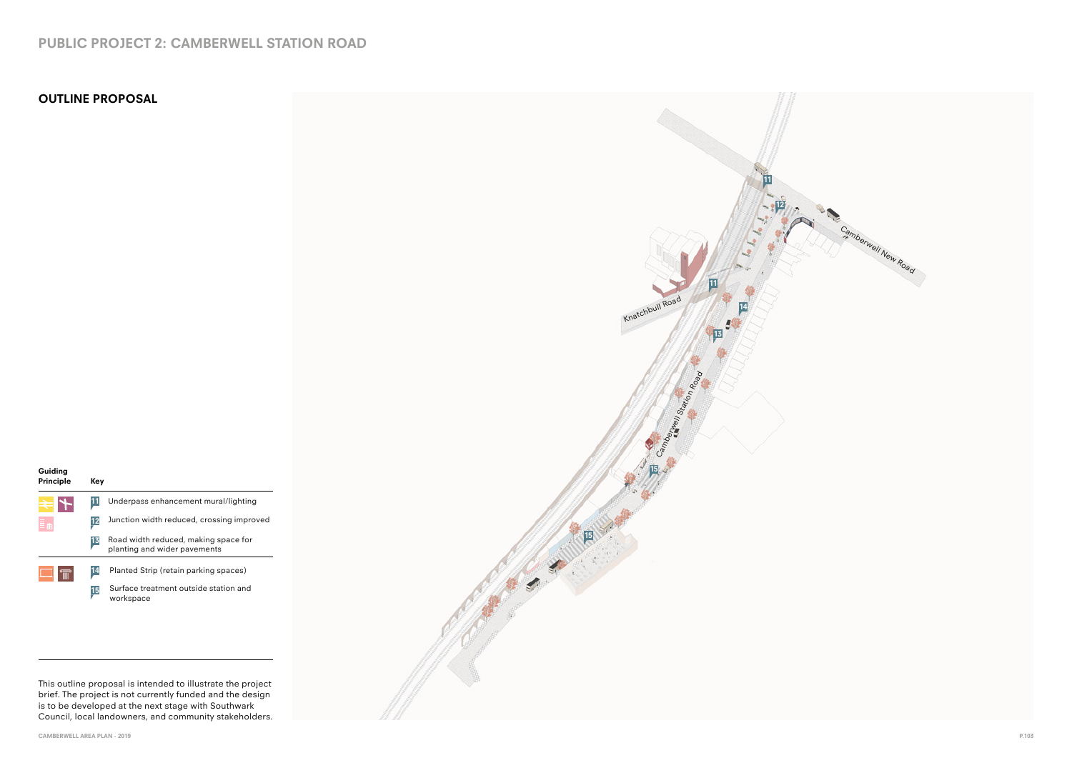## PUBLIC PROJECT 2: CAMBERWELL STATION ROAD

### OUTLINE PROPOSAL

Camberwell New Road

Knatchbull Road

Camberwell Station Road

11

12

13

14

15

| Guiding Principle | Key | |
|---|---|---|
| | 11 | Underpass enhancement mural/lighting |
| | 12 | Junction width reduced, crossing improved |
| | 13 | Road width reduced, making space for planting and wider pavements |
| | 14 | Planted Strip (retain parking spaces) |
| | 15 | Surface treatment outside station and workspace |

This outline proposal is intended to illustrate the project brief. The project is not currently funded and the design is to be developed at the next stage with Southwark Council, local landowners, and community stakeholders.